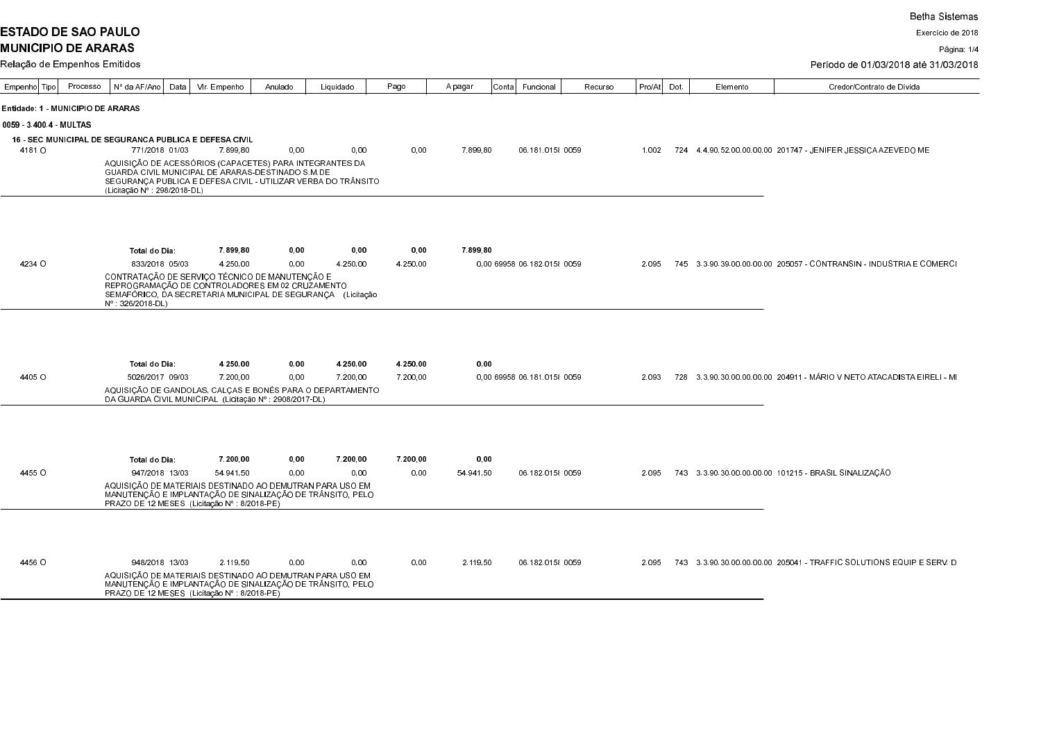Betha Sistemas

**ESTADO DE SAO PAULO**

**MUNICIPIO DE ARARAS**

Relação de Empenhos Emitidos

Exercício de 2018

Período de 01/03/2018 até 31/03/2018

| Empenho | Tipo | Processo | Nº da AF/Ano | Data | Vlr. Empenho | Anulado | Liquidado | Pago | A pagar | Conta | Funcional | Recurso | Pro/At | Dot. | Elemento | Credor/Contrato de Dívida |
|---|---|---|---|---|---|---|---|---|---|---|---|---|---|---|---|---|
| **Entidade: 1 - MUNICIPIO DE ARARAS** | | | | | | | | | | | | | | | | |
| **0059 - 3.400.4 - MULTAS** | | | | | | | | | | | | | | | | |
| **16 - SEC MUNICIPAL DE SEGURANCA PUBLICA E DEFESA CIVIL** | | | | | | | | | | | | | | | | |
| 4181 | O | | 771/2018 | 01/03 | 7.899,80 | 0,00 | 0,00 | 0,00 | 7.899,80 | | 06.181.015( | 0059 | 1.002 | 724 | 4.4.90.52.00.00.00.00 | 201747 - JENIFER JESSICA AZEVEDO ME |
| | | | AQUISIÇÃO DE ACESSÓRIOS (CAPACETES) PARA INTEGRANTES DA GUARDA CIVIL MUNICIPAL DE ARARAS-DESTINADO S.M.DE SEGURANÇA PUBLICA E DEFESA CIVIL - UTILIZAR VERBA DO TRÂNSITO (Licitação Nº : 298/2018-DL) | | | | | | | | | | | | | |
| | | | **Total do Dia:** | | **7.899,80** | **0,00** | **0,00** | **0,00** | **7.899,80** | | | | | | | |
| 4234 | O | | 833/2018 | 05/03 | 4.250,00 | 0,00 | 4.250,00 | 4.250,00 | 0,00 | 69958 | 06.182.015( | 0059 | 2.095 | 745 | 3.3.90.39.00.00.00.00 | 205057 - CONTRANSIN - INDUSTRIA E COMERCI |
| | | | CONTRATAÇÃO DE SERVIÇO TÉCNICO DE MANUTENÇÃO E REPROGRAMAÇÃO DE CONTROLADORES EM 02 CRUZAMENTO SEMAFÓRICO, DA SECRETARIA MUNICIPAL DE SEGURANÇA (Licitação Nº : 326/2018-DL) | | | | | | | | | | | | | |
| | | | **Total do Dia:** | | **4.250,00** | **0,00** | **4.250,00** | **4.250,00** | **0,00** | | | | | | | |
| 4405 | O | | 5026/2017 | 09/03 | 7.200,00 | 0,00 | 7.200,00 | 7.200,00 | 0,00 | 69958 | 06.181.015( | 0059 | 2.093 | 728 | 3.3.90.30.00.00.00.00 | 204911 - MÁRIO V NETO ATACADISTA EIRELI - MI |
| | | | AQUISIÇÃO DE GANDOLAS, CALÇAS E BONÉS PARA O DEPARTAMENTO DA GUARDA CIVIL MUNICIPAL (Licitação Nº : 2908/2017-DL) | | | | | | | | | | | | | |
| | | | **Total do Dia:** | | **7.200,00** | **0,00** | **7.200,00** | **7.200,00** | **0,00** | | | | | | | |
| 4455 | O | | 947/2018 | 13/03 | 54.941,50 | 0,00 | 0,00 | 0,00 | 54.941,50 | | 06.182.015( | 0059 | 2.095 | 743 | 3.3.90.30.00.00.00.00 | 101215 - BRASIL SINALIZAÇÃO |
| | | | AQUISIÇÃO DE MATERIAIS DESTINADO AO DEMUTRAN PARA USO EM MANUTENÇÃO E IMPLANTAÇÃO DE SINALIZAÇÃO DE TRÂNSITO, PELO PRAZO DE 12 MESES (Licitação Nº : 8/2018-PE) | | | | | | | | | | | | | |
| 4456 | O | | 948/2018 | 13/03 | 2.119,50 | 0,00 | 0,00 | 0,00 | 2.119,50 | | 06.182.015( | 0059 | 2.095 | 743 | 3.3.90.30.00.00.00.00 | 205041 - TRAFFIC SOLUTIONS EQUIP E SERV. D |
| | | | AQUISIÇÃO DE MATERIAIS DESTINADO AO DEMUTRAN PARA USO EM MANUTENÇÃO E IMPLANTAÇÃO DE SINALIZAÇÃO DE TRÂNSITO, PELO PRAZO DE 12 MESES (Licitação Nº : 8/2018-PE) | | | | | | | | | | | | | |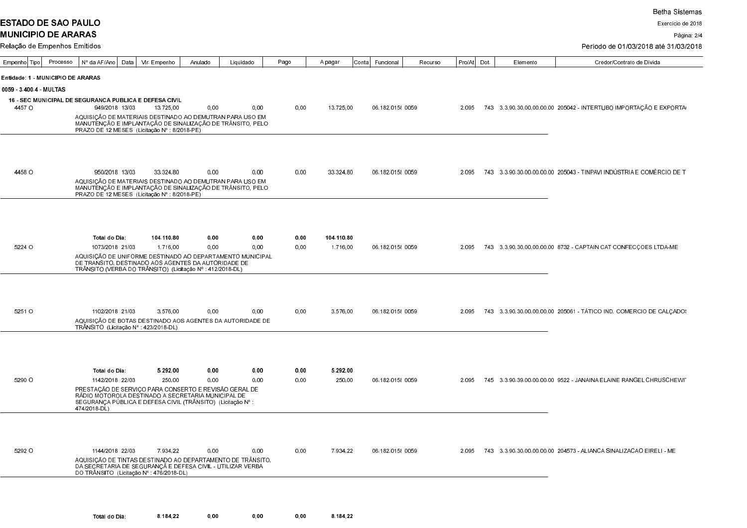**ESTADO DE SAO PAULO**

**MUNICIPIO DE ARARAS**

Relação de Empenhos Emitidos

Exercício de 2018

Período de 01/03/2018 até 31/03/2018

| Empenho | Tipo | Processo | Nº da AF/Ano | Data | Vlr. Empenho | Anulado | Liquidado | Pago | A pagar | Conta | Funcional | Recurso | Pro/At | Dot. | Elemento | Credor/Contrato de Dívida |
|---|---|---|---|---|---|---|---|---|---|---|---|---|---|---|---|---|
| **Entidade: 1 - MUNICIPIO DE ARARAS** | | | | | | | | | | | | | | | | |
| **0059 - 3.400.4 - MULTAS** | | | | | | | | | | | | | | | | |
| **16 - SEC MUNICIPAL DE SEGURANCA PUBLICA E DEFESA CIVIL** | | | | | | | | | | | | | | | | |
| 4457 | O | | 949/2018 | 13/03 | 13.725,00 | 0,00 | 0,00 | 0,00 | 13.725,00 | | 06.182.015( | 0059 | 2.095 | 743 | 3.3.90.30.00.00.00.00 | 205042 - INTERTUBO IMPORTAÇÃO E EXPORTA( |
| | | AQUISIÇÃO DE MATERIAIS DESTINADO AO DEMUTRAN PARA USO EM MANUTENÇÃO E IMPLANTAÇÃO DE SINALIZAÇÃO DE TRÂNSITO, PELO PRAZO DE 12 MESES (Licitação Nº : 8/2018-PE) | | | | | | | | | | | | | | |
| 4458 | O | | 950/2018 | 13/03 | 33.324,80 | 0,00 | 0,00 | 0,00 | 33.324,80 | | 06.182.015( | 0059 | 2.095 | 743 | 3.3.90.30.00.00.00.00 | 205043 - TINPAVI INDÚSTRIA E COMÉRCIO DE T |
| | | AQUISIÇÃO DE MATERIAIS DESTINADO AO DEMUTRAN PARA USO EM MANUTENÇÃO E IMPLANTAÇÃO DE SINALIZAÇÃO DE TRÂNSITO, PELO PRAZO DE 12 MESES (Licitação Nº : 8/2018-PE) | | | | | | | | | | | | | | |
| | | | **Total do Dia:** | | **104.110,80** | **0,00** | **0,00** | **0,00** | **104.110,80** | | | | | | | |
| 5224 | O | | 1073/2018 | 21/03 | 1.716,00 | 0,00 | 0,00 | 0,00 | 1.716,00 | | 06.182.015( | 0059 | 2.095 | 743 | 3.3.90.30.00.00.00.00 | 8732 - CAPTAIN CAT CONFECÇOES LTDA-ME |
| | | AQUISIÇÃO DE UNIFORME DESTINADO AO DEPARTAMENTO MUNICIPAL DE TRANSITO, DESTINADO AOS AGENTES DA AUTORIDADE DE TRÂNSITO (VERBA DO TRÂNSITO) (Licitação Nº : 412/2018-DL) | | | | | | | | | | | | | | |
| 5251 | O | | 1102/2018 | 21/03 | 3.576,00 | 0,00 | 0,00 | 0,00 | 3.576,00 | | 06.182.015( | 0059 | 2.095 | 743 | 3.3.90.30.00.00.00.00 | 205061 - TÁTICO IND. COMERCIO DE CALÇADOS |
| | | AQUISIÇÃO DE BOTAS DESTINADO AOS AGENTES DA AUTORIDADE DE TRÂNSITO (Licitação Nº : 423/2018-DL) | | | | | | | | | | | | | | |
| | | | **Total do Dia:** | | **5.292,00** | **0,00** | **0,00** | **0,00** | **5.292,00** | | | | | | | |
| 5290 | O | | 1142/2018 | 22/03 | 250,00 | 0,00 | 0,00 | 0,00 | 250,00 | | 06.182.015( | 0059 | 2.095 | 745 | 3.3.90.39.00.00.00.00 | 9522 - JANAINA ELAINE RANGEL CHRUSCHEWI |
| | | PRESTAÇÃO DE SERVIÇO PARA CONSERTO E REVISÃO GERAL DE RÁDIO MOTOROLA DESTINADO A SECRETARIA MUNICIPAL DE SEGURANÇA PÚBLICA E DEFESA CIVIL (TRÂNSITO) (Licitação Nº : 474/2018-DL) | | | | | | | | | | | | | | |
| 5292 | O | | 1144/2018 | 22/03 | 7.934,22 | 0,00 | 0,00 | 0,00 | 7.934,22 | | 06.182.015( | 0059 | 2.095 | 743 | 3.3.90.30.00.00.00.00 | 204573 - ALIANCA SINALIZACAO EIRELI - ME |
| | | AQUISIÇÃO DE TINTAS DESTINADO AO DEPARTAMENTO DE TRÂNSITO, DA SECRETARIA DE SEGURANÇA E DEFESA CIVIL - UTILIZAR VERBA DO TRÂNSITO (Licitação Nº : 476/2018-DL) | | | | | | | | | | | | | | |
| | | | **Total do Dia:** | | **8.184,22** | **0,00** | **0,00** | **0,00** | **8.184,22** | | | | | | | |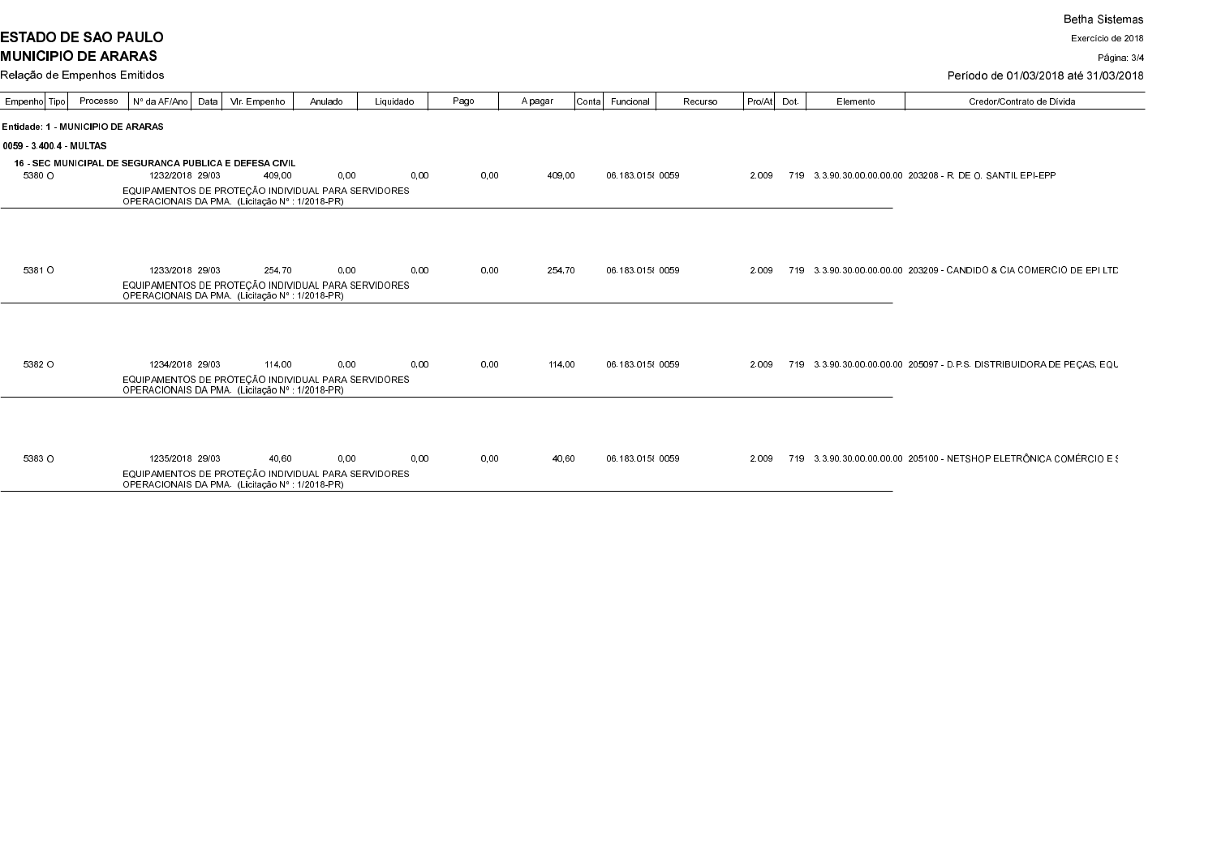**ESTADO DE SAO PAULO**

**MUNICIPIO DE ARARAS**

Relação de Empenhos Emitidos

Betha Sistemas

Exercício de 2018

Período de 01/03/2018 até 31/03/2018

| Empenho | Tipo | Processo | Nº da AF/Ano | Data | Vlr. Empenho | Anulado | Liquidado | Pago | A pagar | Conta | Funcional | Recurso | Pro/At | Dot. | Elemento | Credor/Contrato de Dívida |
|---|---|---|---|---|---|---|---|---|---|---|---|---|---|---|---|---|
| **Entidade: 1 - MUNICIPIO DE ARARAS** | | | | | | | | | | | | | | | | |
| **0059 - 3.400.4 - MULTAS** | | | | | | | | | | | | | | | | |
| **16 - SEC MUNICIPAL DE SEGURANCA PUBLICA E DEFESA CIVIL** | | | | | | | | | | | | | | | | |
| 5380 | O | | 1232/2018 | 29/03 | 409,00 | 0,00 | 0,00 | 0,00 | 409,00 | | 06.183.015( | 0059 | 2.009 | 719 | 3.3.90.30.00.00.00.00 | 203208 - R. DE O. SANTIL EPI-EPP |
| | | | EQUIPAMENTOS DE PROTEÇÃO INDIVIDUAL PARA SERVIDORES OPERACIONAIS DA PMA. (Licitação Nº : 1/2018-PR) | | | | | | | | | | | | | |
| 5381 | O | | 1233/2018 | 29/03 | 254,70 | 0,00 | 0,00 | 0,00 | 254,70 | | 06.183.015( | 0059 | 2.009 | 719 | 3.3.90.30.00.00.00.00 | 203209 - CANDIDO & CIA COMERCIO DE EPI LTD |
| | | | EQUIPAMENTOS DE PROTEÇÃO INDIVIDUAL PARA SERVIDORES OPERACIONAIS DA PMA. (Licitação Nº : 1/2018-PR) | | | | | | | | | | | | | |
| 5382 | O | | 1234/2018 | 29/03 | 114,00 | 0,00 | 0,00 | 0,00 | 114,00 | | 06.183.015( | 0059 | 2.009 | 719 | 3.3.90.30.00.00.00.00 | 205097 - D.P.S. DISTRIBUIDORA DE PEÇAS, EQU |
| | | | EQUIPAMENTOS DE PROTEÇÃO INDIVIDUAL PARA SERVIDORES OPERACIONAIS DA PMA. (Licitação Nº : 1/2018-PR) | | | | | | | | | | | | | |
| 5383 | O | | 1235/2018 | 29/03 | 40,60 | 0,00 | 0,00 | 0,00 | 40,60 | | 06.183.015( | 0059 | 2.009 | 719 | 3.3.90.30.00.00.00.00 | 205100 - NETSHOP ELETRÔNICA COMÉRCIO E S |
| | | | EQUIPAMENTOS DE PROTEÇÃO INDIVIDUAL PARA SERVIDORES OPERACIONAIS DA PMA. (Licitação Nº : 1/2018-PR) | | | | | | | | | | | | | |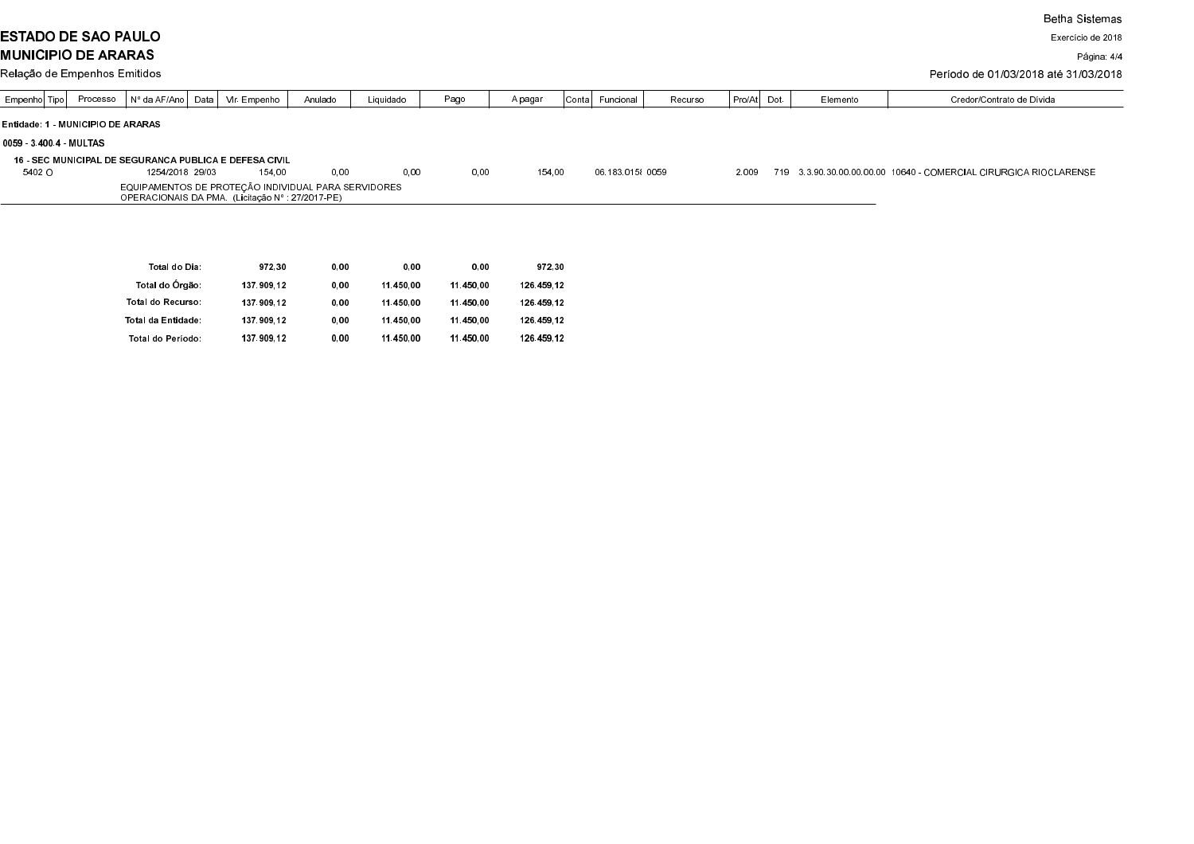**ESTADO DE SAO PAULO**

**MUNICIPIO DE ARARAS**

Relação de Empenhos Emitidos

Betha Sistemas

Exercício de 2018

Período de 01/03/2018 até 31/03/2018

| Empenho | Tipo | Processo | Nº da AF/Ano | Data | Vlr. Empenho | Anulado | Liquidado | Pago | A pagar | Conta | Funcional | Recurso | Pro/At | Dot. | Elemento | Credor/Contrato de Dívida |
|---|---|---|---|---|---|---|---|---|---|---|---|---|---|---|---|---|
| **Entidade: 1 - MUNICIPIO DE ARARAS** | | | | | | | | | | | | | | | | |
| **0059 - 3.400.4 - MULTAS** | | | | | | | | | | | | | | | | |
| **16 - SEC MUNICIPAL DE SEGURANCA PUBLICA E DEFESA CIVIL** | | | | | | | | | | | | | | | | |
| 5402 | O | | 1254/2018 | 29/03 | 154,00 | 0,00 | 0,00 | 0,00 | 154,00 | | 06.183.015( | 0059 | 2.009 | 719 | 3.3.90.30.00.00.00.00 | 10640 - COMERCIAL CIRURGICA RIOCLARENSE |
| | | | EQUIPAMENTOS DE PROTEÇÃO INDIVIDUAL PARA SERVIDORES OPERACIONAIS DA PMA. (Licitação Nº : 27/2017-PE) | | | | | | | | | | | | | |

| | Vlr. Empenho | Anulado | Liquidado | Pago | A pagar |
|---|---|---|---|---|---|
| **Total do Dia:** | **972,30** | **0,00** | **0,00** | **0,00** | **972,30** |
| **Total do Órgão:** | **137.909,12** | **0,00** | **11.450,00** | **11.450,00** | **126.459,12** |
| **Total do Recurso:** | **137.909,12** | **0,00** | **11.450,00** | **11.450,00** | **126.459,12** |
| **Total da Entidade:** | **137.909,12** | **0,00** | **11.450,00** | **11.450,00** | **126.459,12** |
| **Total do Período:** | **137.909,12** | **0,00** | **11.450,00** | **11.450,00** | **126.459,12** |